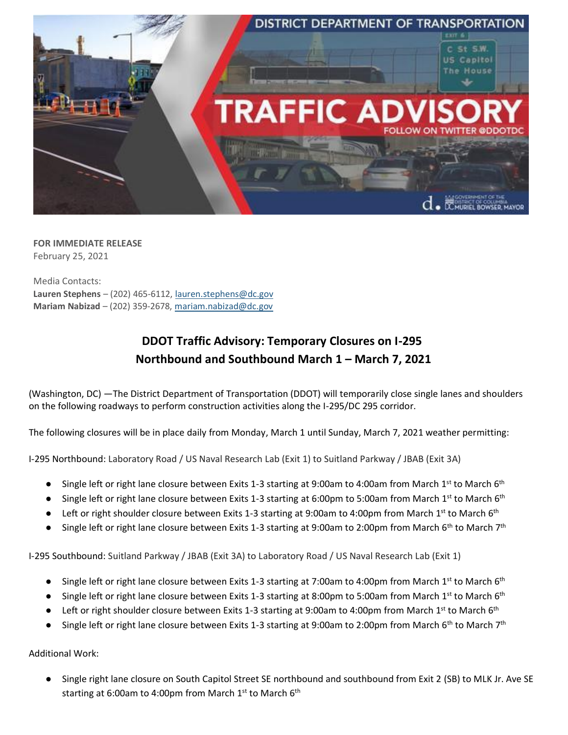**FOR IMMEDIATE RELEASE**
February 25, 2021

Media Contacts:
**Lauren Stephens** – (202) 465-6112, lauren.stephens@dc.gov
**Mariam Nabizad** – (202) 359-2678, mariam.nabizad@dc.gov

## DDOT Traffic Advisory: Temporary Closures on I-295 Northbound and Southbound March 1 – March 7, 2021

(Washington, DC) —The District Department of Transportation (DDOT) will temporarily close single lanes and shoulders on the following roadways to perform construction activities along the I-295/DC 295 corridor.

The following closures will be in place daily from Monday, March 1 until Sunday, March 7, 2021 weather permitting:

I-295 Northbound: Laboratory Road / US Naval Research Lab (Exit 1) to Suitland Parkway / JBAB (Exit 3A)

- Single left or right lane closure between Exits 1-3 starting at 9:00am to 4:00am from March 1st to March 6th
- Single left or right lane closure between Exits 1-3 starting at 6:00pm to 5:00am from March 1st to March 6th
- Left or right shoulder closure between Exits 1-3 starting at 9:00am to 4:00pm from March 1st to March 6th
- Single left or right lane closure between Exits 1-3 starting at 9:00am to 2:00pm from March 6th to March 7th

I-295 Southbound: Suitland Parkway / JBAB (Exit 3A) to Laboratory Road / US Naval Research Lab (Exit 1)

- Single left or right lane closure between Exits 1-3 starting at 7:00am to 4:00pm from March 1st to March 6th
- Single left or right lane closure between Exits 1-3 starting at 8:00pm to 5:00am from March 1st to March 6th
- Left or right shoulder closure between Exits 1-3 starting at 9:00am to 4:00pm from March 1st to March 6th
- Single left or right lane closure between Exits 1-3 starting at 9:00am to 2:00pm from March 6th to March 7th

Additional Work:

- Single right lane closure on South Capitol Street SE northbound and southbound from Exit 2 (SB) to MLK Jr. Ave SE starting at 6:00am to 4:00pm from March 1st to March 6th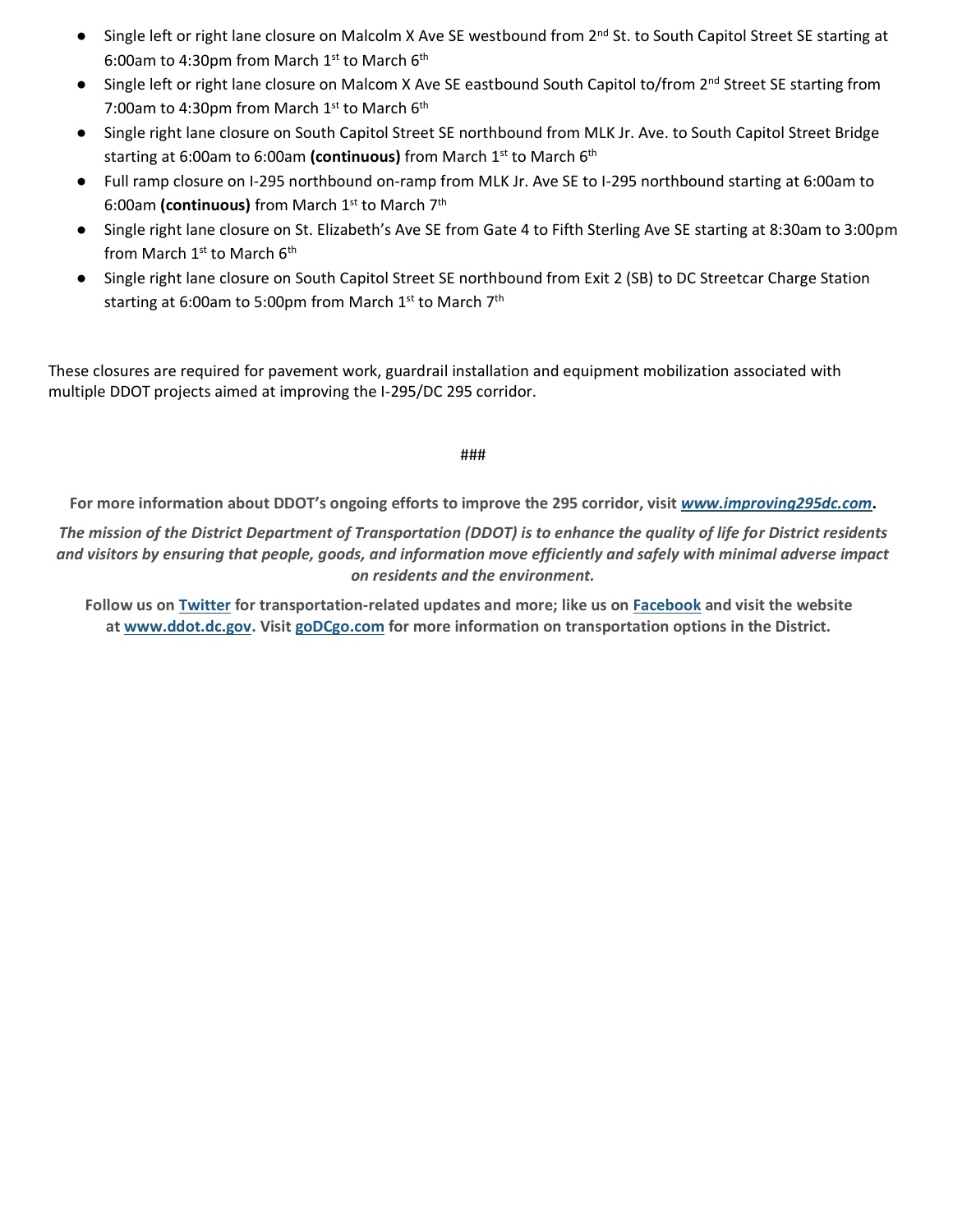- Single left or right lane closure on Malcolm X Ave SE westbound from 2nd St. to South Capitol Street SE starting at 6:00am to 4:30pm from March 1st to March 6th
- Single left or right lane closure on Malcom X Ave SE eastbound South Capitol to/from 2nd Street SE starting from 7:00am to 4:30pm from March 1st to March 6th
- Single right lane closure on South Capitol Street SE northbound from MLK Jr. Ave. to South Capitol Street Bridge starting at 6:00am to 6:00am **(continuous)** from March 1st to March 6th
- Full ramp closure on I-295 northbound on-ramp from MLK Jr. Ave SE to I-295 northbound starting at 6:00am to 6:00am **(continuous)** from March 1st to March 7th
- Single right lane closure on St. Elizabeth's Ave SE from Gate 4 to Fifth Sterling Ave SE starting at 8:30am to 3:00pm from March 1st to March 6th
- Single right lane closure on South Capitol Street SE northbound from Exit 2 (SB) to DC Streetcar Charge Station starting at 6:00am to 5:00pm from March 1st to March 7th

These closures are required for pavement work, guardrail installation and equipment mobilization associated with multiple DDOT projects aimed at improving the I-295/DC 295 corridor.

###

**For more information about DDOT's ongoing efforts to improve the 295 corridor, visit *www.improving295dc.com*.**

***The mission of the District Department of Transportation (DDOT) is to enhance the quality of life for District residents and visitors by ensuring that people, goods, and information move efficiently and safely with minimal adverse impact on residents and the environment.***

**Follow us on Twitter for transportation-related updates and more; like us on Facebook and visit the website at www.ddot.dc.gov. Visit goDCgo.com for more information on transportation options in the District.**